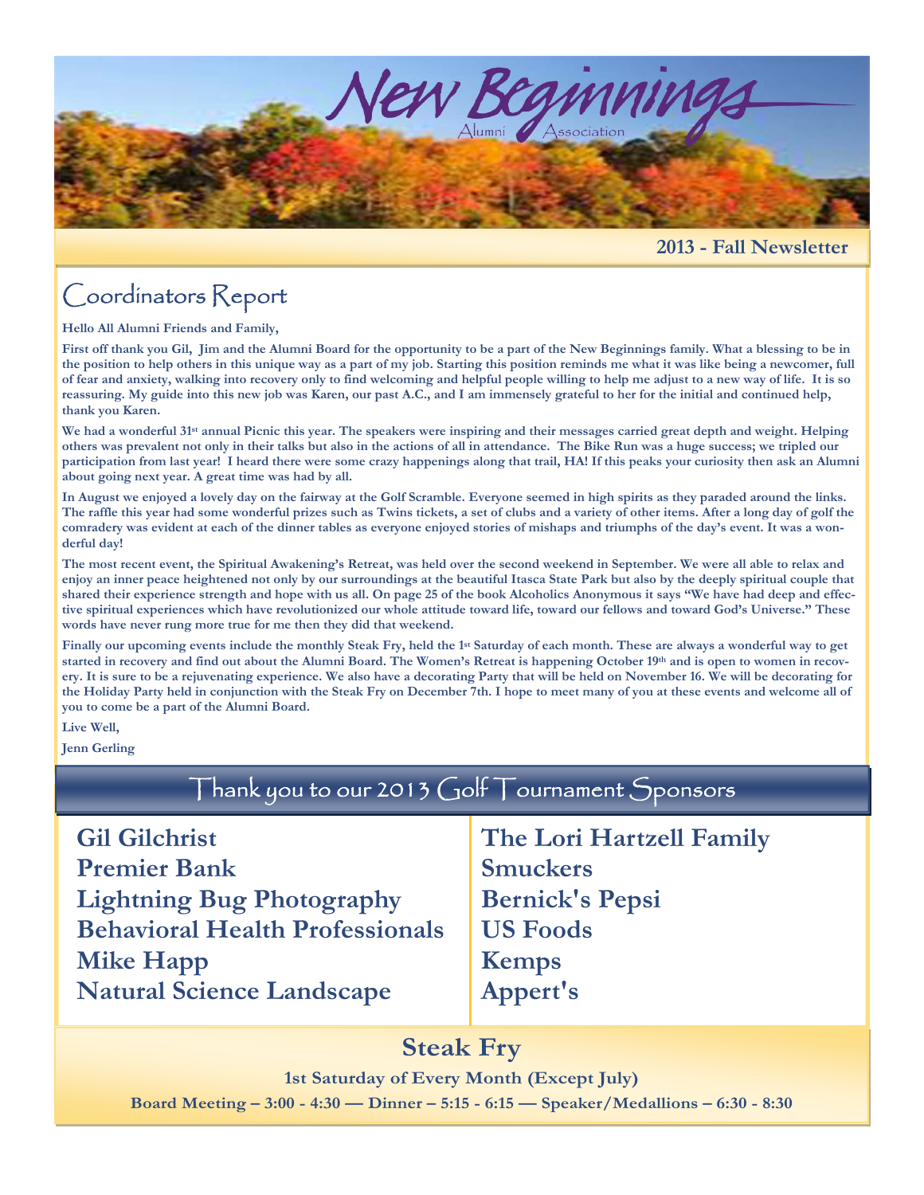# New Beginnings

Alumni Association

**2013 - Fall Newsletter**

## Coordinators Report

**Hello All Alumni Friends and Family,**

**First off thank you Gil, Jim and the Alumni Board for the opportunity to be a part of the New Beginnings family. What a blessing to be in the position to help others in this unique way as a part of my job. Starting this position reminds me what it was like being a newcomer, full of fear and anxiety, walking into recovery only to find welcoming and helpful people willing to help me adjust to a new way of life. It is so reassuring. My guide into this new job was Karen, our past A.C., and I am immensely grateful to her for the initial and continued help, thank you Karen.**

**We had a wonderful 31st annual Picnic this year. The speakers were inspiring and their messages carried great depth and weight. Helping others was prevalent not only in their talks but also in the actions of all in attendance. The Bike Run was a huge success; we tripled our participation from last year! I heard there were some crazy happenings along that trail, HA! If this peaks your curiosity then ask an Alumni about going next year. A great time was had by all.**

**In August we enjoyed a lovely day on the fairway at the Golf Scramble. Everyone seemed in high spirits as they paraded around the links. The raffle this year had some wonderful prizes such as Twins tickets, a set of clubs and a variety of other items. After a long day of golf the comradery was evident at each of the dinner tables as everyone enjoyed stories of mishaps and triumphs of the day's event. It was a wonderful day!**

**The most recent event, the Spiritual Awakening's Retreat, was held over the second weekend in September. We were all able to relax and enjoy an inner peace heightened not only by our surroundings at the beautiful Itasca State Park but also by the deeply spiritual couple that shared their experience strength and hope with us all. On page 25 of the book Alcoholics Anonymous it says "We have had deep and effective spiritual experiences which have revolutionized our whole attitude toward life, toward our fellows and toward God's Universe." These words have never rung more true for me then they did that weekend.**

**Finally our upcoming events include the monthly Steak Fry, held the 1st Saturday of each month. These are always a wonderful way to get started in recovery and find out about the Alumni Board. The Women's Retreat is happening October 19th and is open to women in recovery. It is sure to be a rejuvenating experience. We also have a decorating Party that will be held on November 16. We will be decorating for the Holiday Party held in conjunction with the Steak Fry on December 7th. I hope to meet many of you at these events and welcome all of you to come be a part of the Alumni Board.**

**Live Well,**

**Jenn Gerling**

## Thank you to our 2013 Golf Tournament Sponsors

**Gil Gilchrist**
**Premier Bank**
**Lightning Bug Photography**
**Behavioral Health Professionals**
**Mike Happ**
**Natural Science Landscape**
**The Lori Hartzell Family**
**Smuckers**
**Bernick's Pepsi**
**US Foods**
**Kemps**
**Appert's**

## Steak Fry

**1st Saturday of Every Month (Except July)**

**Board Meeting – 3:00 - 4:30 — Dinner – 5:15 - 6:15 — Speaker/Medallions – 6:30 - 8:30**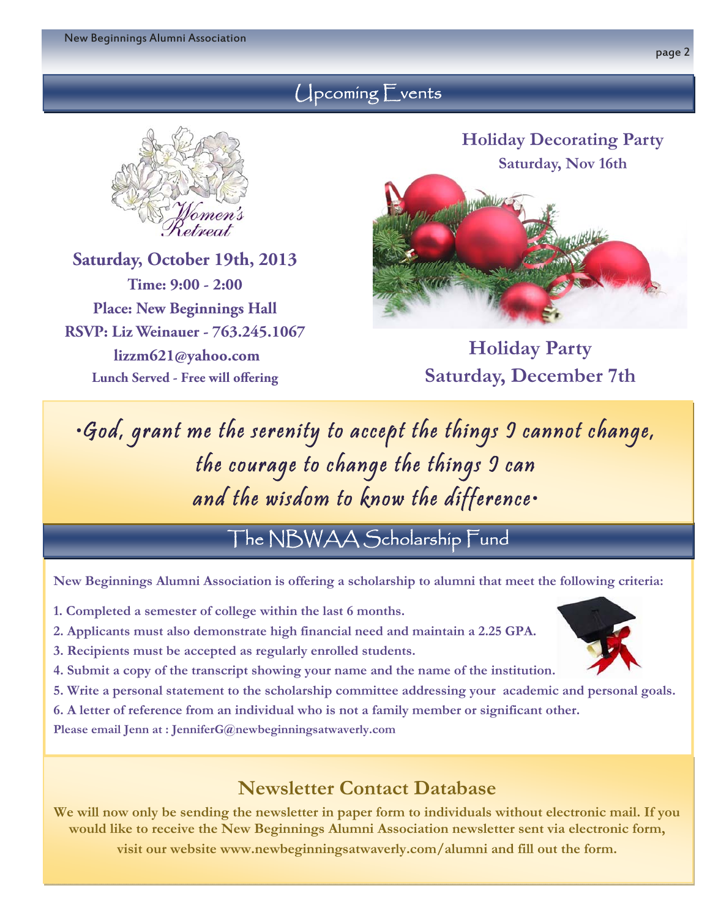## Upcoming Events

Women's Retreat

**Saturday, October 19th, 2013**

**Time: 9:00 - 2:00**

**Place: New Beginnings Hall**

**RSVP: Liz Weinauer - 763.245.1067**

**lizzm621@yahoo.com**

**Lunch Served - Free will offering**

### Holiday Decorating Party

**Saturday, Nov 16th**

### Holiday Party

**Saturday, December 7th**

*•God, grant me the serenity to accept the things I cannot change, the courage to change the things I can and the wisdom to know the difference•*

## The NBWAA Scholarship Fund

**New Beginnings Alumni Association is offering a scholarship to alumni that meet the following criteria:**

1. **Completed a semester of college within the last 6 months.**
2. **Applicants must also demonstrate high financial need and maintain a 2.25 GPA.**
3. **Recipients must be accepted as regularly enrolled students.**
4. **Submit a copy of the transcript showing your name and the name of the institution.**
5. **Write a personal statement to the scholarship committee addressing your academic and personal goals.**
6. **A letter of reference from an individual who is not a family member or significant other.**

**Please email Jenn at : JenniferG@newbeginningsatwaverly.com**

## Newsletter Contact Database

**We will now only be sending the newsletter in paper form to individuals without electronic mail. If you would like to receive the New Beginnings Alumni Association newsletter sent via electronic form, visit our website www.newbeginningsatwaverly.com/alumni and fill out the form.**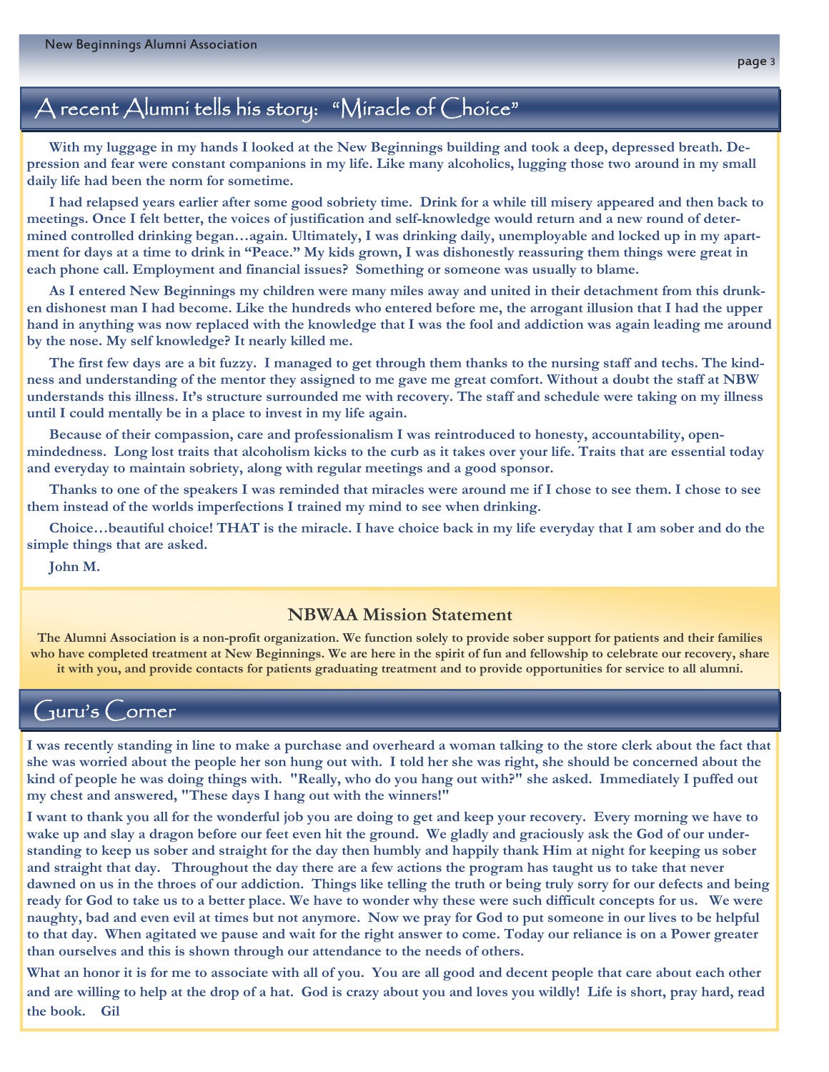## A recent Alumni tells his story: "Miracle of Choice"

**With my luggage in my hands I looked at the New Beginnings building and took a deep, depressed breath. Depression and fear were constant companions in my life. Like many alcoholics, lugging those two around in my small daily life had been the norm for sometime.**

**I had relapsed years earlier after some good sobriety time. Drink for a while till misery appeared and then back to meetings. Once I felt better, the voices of justification and self-knowledge would return and a new round of determined controlled drinking began…again. Ultimately, I was drinking daily, unemployable and locked up in my apartment for days at a time to drink in "Peace." My kids grown, I was dishonestly reassuring them things were great in each phone call. Employment and financial issues? Something or someone was usually to blame.**

**As I entered New Beginnings my children were many miles away and united in their detachment from this drunken dishonest man I had become. Like the hundreds who entered before me, the arrogant illusion that I had the upper hand in anything was now replaced with the knowledge that I was the fool and addiction was again leading me around by the nose. My self knowledge? It nearly killed me.**

**The first few days are a bit fuzzy. I managed to get through them thanks to the nursing staff and techs. The kindness and understanding of the mentor they assigned to me gave me great comfort. Without a doubt the staff at NBW understands this illness. It's structure surrounded me with recovery. The staff and schedule were taking on my illness until I could mentally be in a place to invest in my life again.**

**Because of their compassion, care and professionalism I was reintroduced to honesty, accountability, open-mindedness. Long lost traits that alcoholism kicks to the curb as it takes over your life. Traits that are essential today and everyday to maintain sobriety, along with regular meetings and a good sponsor.**

**Thanks to one of the speakers I was reminded that miracles were around me if I chose to see them. I chose to see them instead of the worlds imperfections I trained my mind to see when drinking.**

**Choice…beautiful choice! THAT is the miracle. I have choice back in my life everyday that I am sober and do the simple things that are asked.**

**John M.**

### NBWAA Mission Statement

**The Alumni Association is a non-profit organization. We function solely to provide sober support for patients and their families who have completed treatment at New Beginnings. We are here in the spirit of fun and fellowship to celebrate our recovery, share it with you, and provide contacts for patients graduating treatment and to provide opportunities for service to all alumni.**

## Guru's Corner

**I was recently standing in line to make a purchase and overheard a woman talking to the store clerk about the fact that she was worried about the people her son hung out with. I told her she was right, she should be concerned about the kind of people he was doing things with. "Really, who do you hang out with?" she asked. Immediately I puffed out my chest and answered, "These days I hang out with the winners!"**

**I want to thank you all for the wonderful job you are doing to get and keep your recovery. Every morning we have to wake up and slay a dragon before our feet even hit the ground. We gladly and graciously ask the God of our understanding to keep us sober and straight for the day then humbly and happily thank Him at night for keeping us sober and straight that day. Throughout the day there are a few actions the program has taught us to take that never dawned on us in the throes of our addiction. Things like telling the truth or being truly sorry for our defects and being ready for God to take us to a better place. We have to wonder why these were such difficult concepts for us. We were naughty, bad and even evil at times but not anymore. Now we pray for God to put someone in our lives to be helpful to that day. When agitated we pause and wait for the right answer to come. Today our reliance is on a Power greater than ourselves and this is shown through our attendance to the needs of others.**

**What an honor it is for me to associate with all of you. You are all good and decent people that care about each other and are willing to help at the drop of a hat. God is crazy about you and loves you wildly! Life is short, pray hard, read the book. Gil**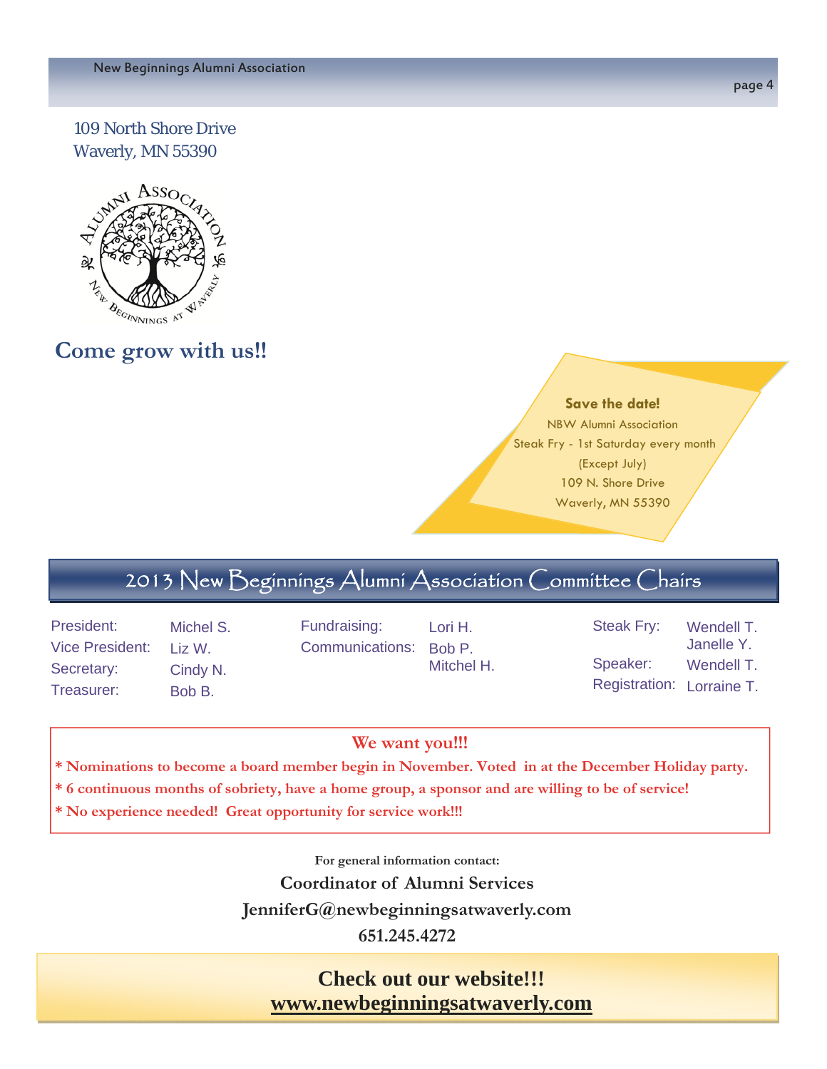109 North Shore Drive
Waverly, MN 55390

ALUMNI ASSOCIATION
NEW BEGINNINGS AT WAVERLY

## Come grow with us!!

**Save the date!**

NBW Alumni Association
Steak Fry - 1st Saturday every month
(Except July)
109 N. Shore Drive
Waverly, MN 55390

## 2013 New Beginnings Alumni Association Committee Chairs

| | | | | | |
|---|---|---|---|---|---|
| President: | Michel S. | Fundraising: | Lori H. | Steak Fry: | Wendell T.<br>Janelle Y. |
| Vice President: | Liz W. | Communications: | Bob P.<br>Mitchel H. | Speaker: | Wendell T. |
| Secretary: | Cindy N. | | | Registration: | Lorraine T. |
| Treasurer: | Bob B. | | | | |

**We want you!!!**

**\* Nominations to become a board member begin in November. Voted in at the December Holiday party.**

**\* 6 continuous months of sobriety, have a home group, a sponsor and are willing to be of service!**

**\* No experience needed! Great opportunity for service work!!!**

**For general information contact:**

**Coordinator of Alumni Services**

**JenniferG@newbeginningsatwaverly.com**

**651.245.4272**

**Check out our website!!!**

**www.newbeginningsatwaverly.com**